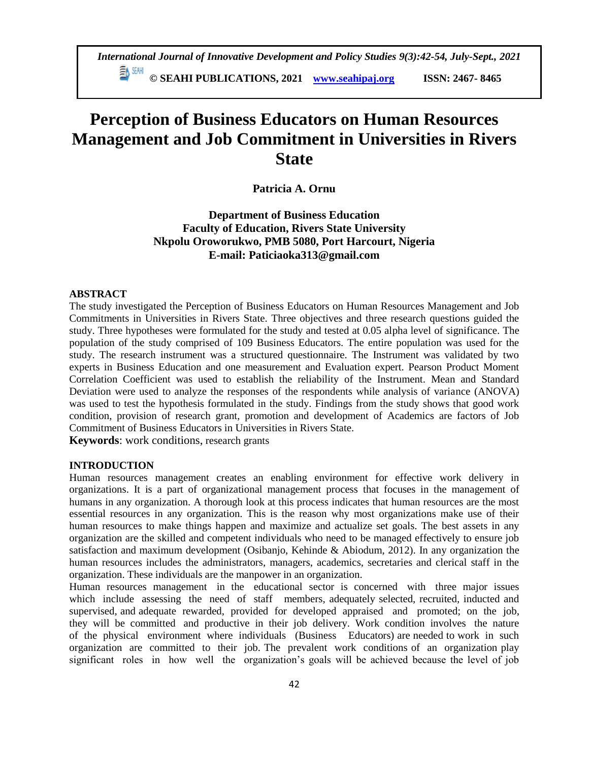# Perception of Business Educators on Human Resources Management and Job Commitment in Universities in Rivers State

**Patricia A. Ornu**

**Department of Business Education**
**Faculty of Education, Rivers State University**
**Nkpolu Oroworukwo, PMB 5080, Port Harcourt, Nigeria**
**E-mail: Paticiaoka313@gmail.com**

## ABSTRACT

The study investigated the Perception of Business Educators on Human Resources Management and Job Commitments in Universities in Rivers State. Three objectives and three research questions guided the study. Three hypotheses were formulated for the study and tested at 0.05 alpha level of significance. The population of the study comprised of 109 Business Educators. The entire population was used for the study. The research instrument was a structured questionnaire. The Instrument was validated by two experts in Business Education and one measurement and Evaluation expert. Pearson Product Moment Correlation Coefficient was used to establish the reliability of the Instrument. Mean and Standard Deviation were used to analyze the responses of the respondents while analysis of variance (ANOVA) was used to test the hypothesis formulated in the study. Findings from the study shows that good work condition, provision of research grant, promotion and development of Academics are factors of Job Commitment of Business Educators in Universities in Rivers State.

**Keywords**: work conditions, research grants

## INTRODUCTION

Human resources management creates an enabling environment for effective work delivery in organizations. It is a part of organizational management process that focuses in the management of humans in any organization. A thorough look at this process indicates that human resources are the most essential resources in any organization. This is the reason why most organizations make use of their human resources to make things happen and maximize and actualize set goals. The best assets in any organization are the skilled and competent individuals who need to be managed effectively to ensure job satisfaction and maximum development (Osibanjo, Kehinde & Abiodum, 2012). In any organization the human resources includes the administrators, managers, academics, secretaries and clerical staff in the organization. These individuals are the manpower in an organization.

Human resources management in the educational sector is concerned with three major issues which include assessing the need of staff members, adequately selected, recruited, inducted and supervised, and adequate rewarded, provided for developed appraised and promoted; on the job, they will be committed and productive in their job delivery. Work condition involves the nature of the physical environment where individuals (Business Educators) are needed to work in such organization are committed to their job. The prevalent work conditions of an organization play significant roles in how well the organization's goals will be achieved because the level of job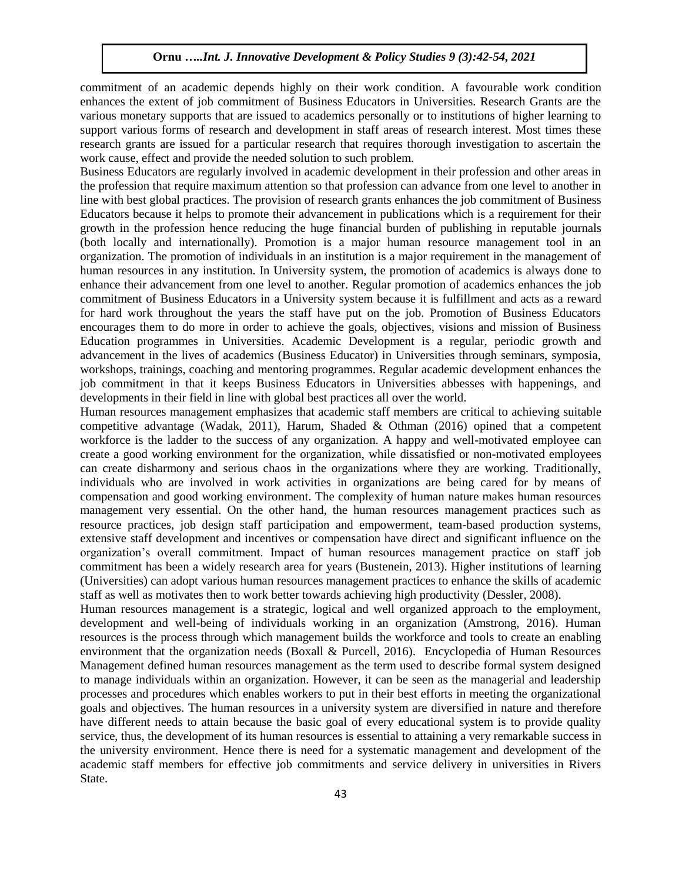commitment of an academic depends highly on their work condition. A favourable work condition enhances the extent of job commitment of Business Educators in Universities. Research Grants are the various monetary supports that are issued to academics personally or to institutions of higher learning to support various forms of research and development in staff areas of research interest. Most times these research grants are issued for a particular research that requires thorough investigation to ascertain the work cause, effect and provide the needed solution to such problem.

Business Educators are regularly involved in academic development in their profession and other areas in the profession that require maximum attention so that profession can advance from one level to another in line with best global practices. The provision of research grants enhances the job commitment of Business Educators because it helps to promote their advancement in publications which is a requirement for their growth in the profession hence reducing the huge financial burden of publishing in reputable journals (both locally and internationally). Promotion is a major human resource management tool in an organization. The promotion of individuals in an institution is a major requirement in the management of human resources in any institution. In University system, the promotion of academics is always done to enhance their advancement from one level to another. Regular promotion of academics enhances the job commitment of Business Educators in a University system because it is fulfillment and acts as a reward for hard work throughout the years the staff have put on the job. Promotion of Business Educators encourages them to do more in order to achieve the goals, objectives, visions and mission of Business Education programmes in Universities. Academic Development is a regular, periodic growth and advancement in the lives of academics (Business Educator) in Universities through seminars, symposia, workshops, trainings, coaching and mentoring programmes. Regular academic development enhances the job commitment in that it keeps Business Educators in Universities abbesses with happenings, and developments in their field in line with global best practices all over the world.

Human resources management emphasizes that academic staff members are critical to achieving suitable competitive advantage (Wadak, 2011), Harum, Shaded & Othman (2016) opined that a competent workforce is the ladder to the success of any organization. A happy and well-motivated employee can create a good working environment for the organization, while dissatisfied or non-motivated employees can create disharmony and serious chaos in the organizations where they are working. Traditionally, individuals who are involved in work activities in organizations are being cared for by means of compensation and good working environment. The complexity of human nature makes human resources management very essential. On the other hand, the human resources management practices such as resource practices, job design staff participation and empowerment, team-based production systems, extensive staff development and incentives or compensation have direct and significant influence on the organization's overall commitment. Impact of human resources management practice on staff job commitment has been a widely research area for years (Bustenein, 2013). Higher institutions of learning (Universities) can adopt various human resources management practices to enhance the skills of academic staff as well as motivates then to work better towards achieving high productivity (Dessler, 2008).

Human resources management is a strategic, logical and well organized approach to the employment, development and well-being of individuals working in an organization (Amstrong, 2016). Human resources is the process through which management builds the workforce and tools to create an enabling environment that the organization needs (Boxall & Purcell, 2016). Encyclopedia of Human Resources Management defined human resources management as the term used to describe formal system designed to manage individuals within an organization. However, it can be seen as the managerial and leadership processes and procedures which enables workers to put in their best efforts in meeting the organizational goals and objectives. The human resources in a university system are diversified in nature and therefore have different needs to attain because the basic goal of every educational system is to provide quality service, thus, the development of its human resources is essential to attaining a very remarkable success in the university environment. Hence there is need for a systematic management and development of the academic staff members for effective job commitments and service delivery in universities in Rivers State.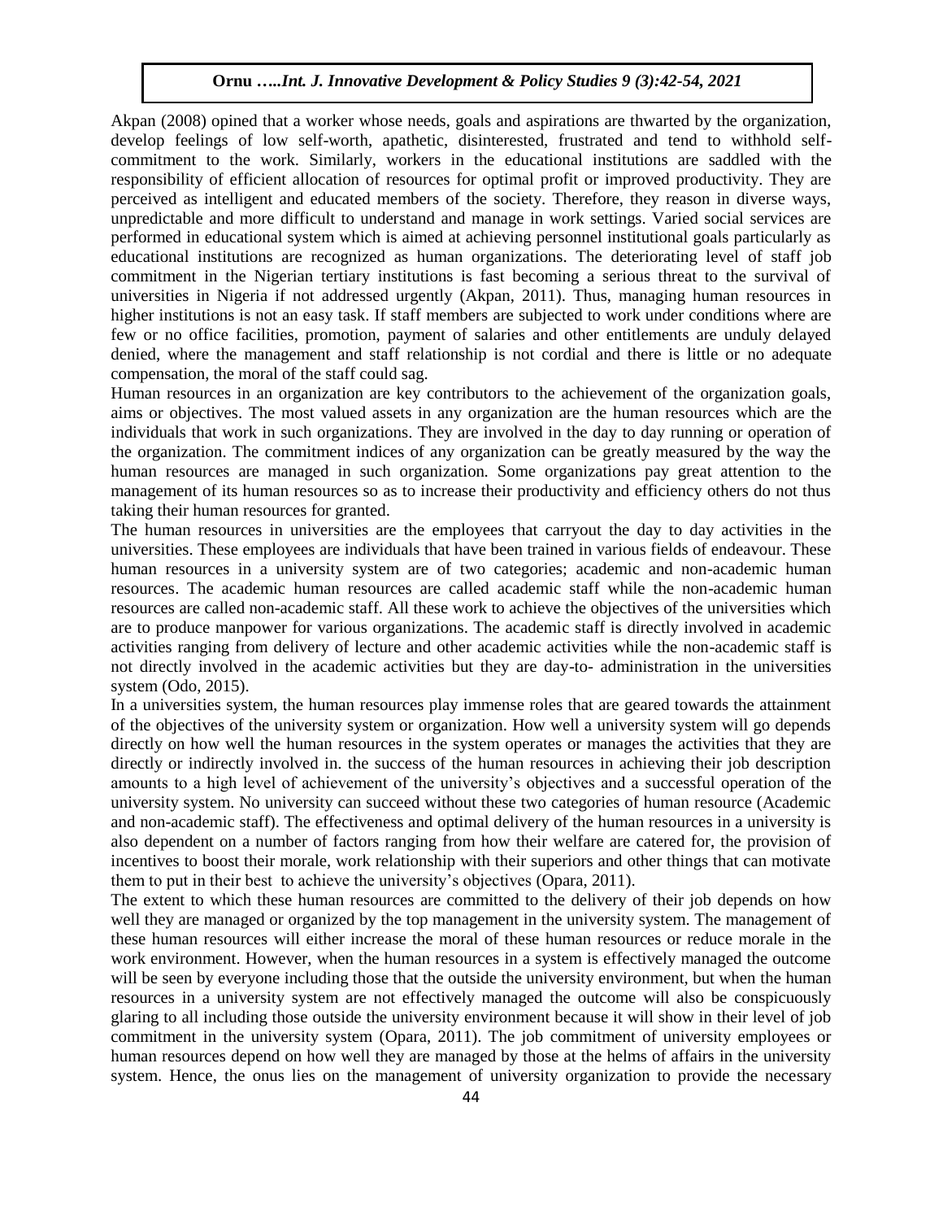Akpan (2008) opined that a worker whose needs, goals and aspirations are thwarted by the organization, develop feelings of low self-worth, apathetic, disinterested, frustrated and tend to withhold self-commitment to the work. Similarly, workers in the educational institutions are saddled with the responsibility of efficient allocation of resources for optimal profit or improved productivity. They are perceived as intelligent and educated members of the society. Therefore, they reason in diverse ways, unpredictable and more difficult to understand and manage in work settings. Varied social services are performed in educational system which is aimed at achieving personnel institutional goals particularly as educational institutions are recognized as human organizations. The deteriorating level of staff job commitment in the Nigerian tertiary institutions is fast becoming a serious threat to the survival of universities in Nigeria if not addressed urgently (Akpan, 2011). Thus, managing human resources in higher institutions is not an easy task. If staff members are subjected to work under conditions where are few or no office facilities, promotion, payment of salaries and other entitlements are unduly delayed denied, where the management and staff relationship is not cordial and there is little or no adequate compensation, the moral of the staff could sag.

Human resources in an organization are key contributors to the achievement of the organization goals, aims or objectives. The most valued assets in any organization are the human resources which are the individuals that work in such organizations. They are involved in the day to day running or operation of the organization. The commitment indices of any organization can be greatly measured by the way the human resources are managed in such organization. Some organizations pay great attention to the management of its human resources so as to increase their productivity and efficiency others do not thus taking their human resources for granted.

The human resources in universities are the employees that carryout the day to day activities in the universities. These employees are individuals that have been trained in various fields of endeavour. These human resources in a university system are of two categories; academic and non-academic human resources. The academic human resources are called academic staff while the non-academic human resources are called non-academic staff. All these work to achieve the objectives of the universities which are to produce manpower for various organizations. The academic staff is directly involved in academic activities ranging from delivery of lecture and other academic activities while the non-academic staff is not directly involved in the academic activities but they are day-to- administration in the universities system (Odo, 2015).

In a universities system, the human resources play immense roles that are geared towards the attainment of the objectives of the university system or organization. How well a university system will go depends directly on how well the human resources in the system operates or manages the activities that they are directly or indirectly involved in. the success of the human resources in achieving their job description amounts to a high level of achievement of the university's objectives and a successful operation of the university system. No university can succeed without these two categories of human resource (Academic and non-academic staff). The effectiveness and optimal delivery of the human resources in a university is also dependent on a number of factors ranging from how their welfare are catered for, the provision of incentives to boost their morale, work relationship with their superiors and other things that can motivate them to put in their best to achieve the university's objectives (Opara, 2011).

The extent to which these human resources are committed to the delivery of their job depends on how well they are managed or organized by the top management in the university system. The management of these human resources will either increase the moral of these human resources or reduce morale in the work environment. However, when the human resources in a system is effectively managed the outcome will be seen by everyone including those that the outside the university environment, but when the human resources in a university system are not effectively managed the outcome will also be conspicuously glaring to all including those outside the university environment because it will show in their level of job commitment in the university system (Opara, 2011). The job commitment of university employees or human resources depend on how well they are managed by those at the helms of affairs in the university system. Hence, the onus lies on the management of university organization to provide the necessary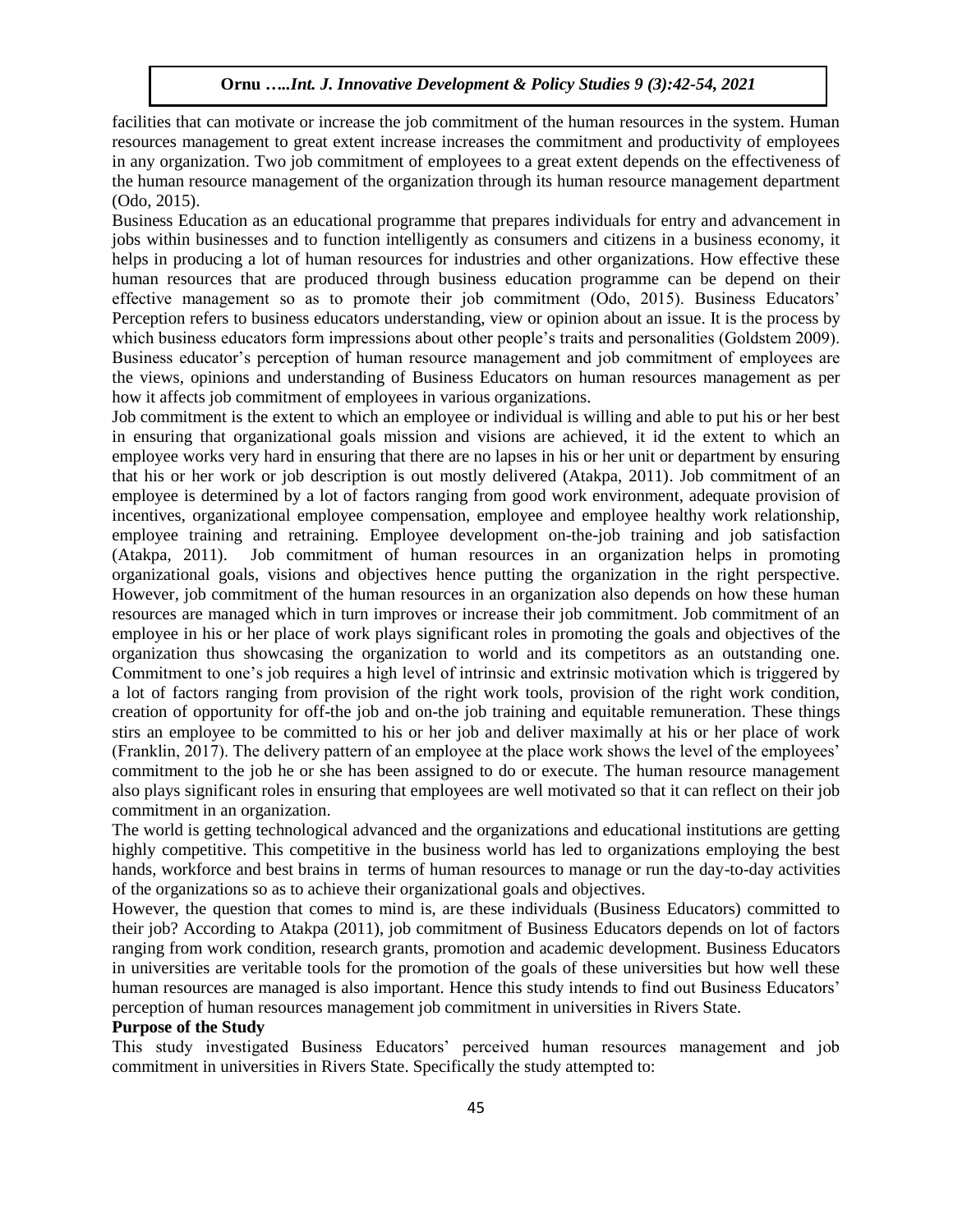facilities that can motivate or increase the job commitment of the human resources in the system. Human resources management to great extent increase increases the commitment and productivity of employees in any organization. Two job commitment of employees to a great extent depends on the effectiveness of the human resource management of the organization through its human resource management department (Odo, 2015).

Business Education as an educational programme that prepares individuals for entry and advancement in jobs within businesses and to function intelligently as consumers and citizens in a business economy, it helps in producing a lot of human resources for industries and other organizations. How effective these human resources that are produced through business education programme can be depend on their effective management so as to promote their job commitment (Odo, 2015). Business Educators' Perception refers to business educators understanding, view or opinion about an issue. It is the process by which business educators form impressions about other people's traits and personalities (Goldstem 2009). Business educator's perception of human resource management and job commitment of employees are the views, opinions and understanding of Business Educators on human resources management as per how it affects job commitment of employees in various organizations.

Job commitment is the extent to which an employee or individual is willing and able to put his or her best in ensuring that organizational goals mission and visions are achieved, it id the extent to which an employee works very hard in ensuring that there are no lapses in his or her unit or department by ensuring that his or her work or job description is out mostly delivered (Atakpa, 2011). Job commitment of an employee is determined by a lot of factors ranging from good work environment, adequate provision of incentives, organizational employee compensation, employee and employee healthy work relationship, employee training and retraining. Employee development on-the-job training and job satisfaction (Atakpa, 2011). Job commitment of human resources in an organization helps in promoting organizational goals, visions and objectives hence putting the organization in the right perspective. However, job commitment of the human resources in an organization also depends on how these human resources are managed which in turn improves or increase their job commitment. Job commitment of an employee in his or her place of work plays significant roles in promoting the goals and objectives of the organization thus showcasing the organization to world and its competitors as an outstanding one. Commitment to one's job requires a high level of intrinsic and extrinsic motivation which is triggered by a lot of factors ranging from provision of the right work tools, provision of the right work condition, creation of opportunity for off-the job and on-the job training and equitable remuneration. These things stirs an employee to be committed to his or her job and deliver maximally at his or her place of work (Franklin, 2017). The delivery pattern of an employee at the place work shows the level of the employees' commitment to the job he or she has been assigned to do or execute. The human resource management also plays significant roles in ensuring that employees are well motivated so that it can reflect on their job commitment in an organization.

The world is getting technological advanced and the organizations and educational institutions are getting highly competitive. This competitive in the business world has led to organizations employing the best hands, workforce and best brains in terms of human resources to manage or run the day-to-day activities of the organizations so as to achieve their organizational goals and objectives.

However, the question that comes to mind is, are these individuals (Business Educators) committed to their job? According to Atakpa (2011), job commitment of Business Educators depends on lot of factors ranging from work condition, research grants, promotion and academic development. Business Educators in universities are veritable tools for the promotion of the goals of these universities but how well these human resources are managed is also important. Hence this study intends to find out Business Educators' perception of human resources management job commitment in universities in Rivers State.

**Purpose of the Study**

This study investigated Business Educators' perceived human resources management and job commitment in universities in Rivers State. Specifically the study attempted to: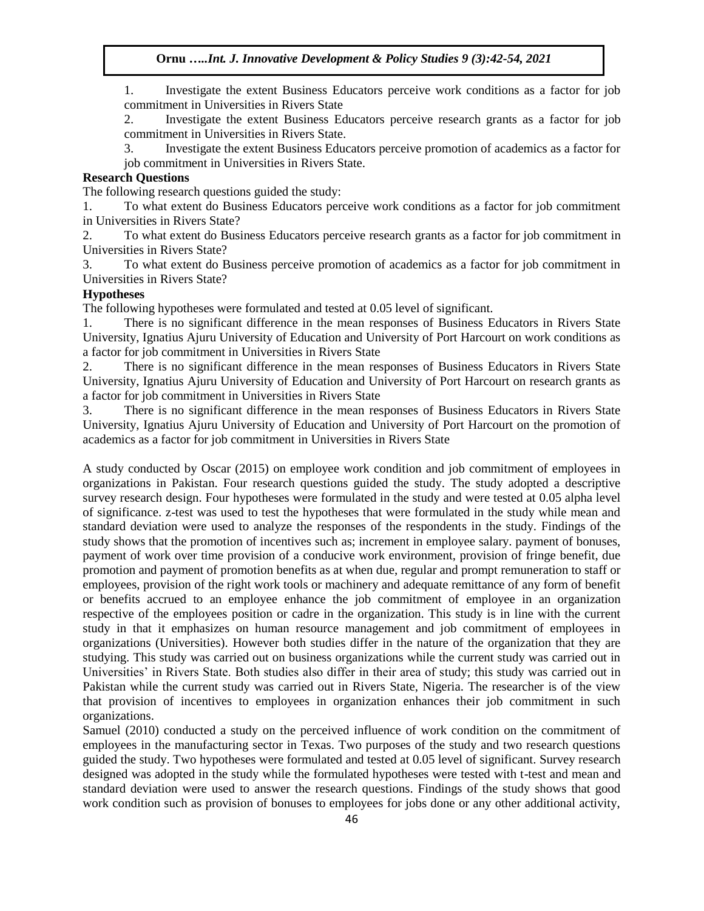1. Investigate the extent Business Educators perceive work conditions as a factor for job commitment in Universities in Rivers State
2. Investigate the extent Business Educators perceive research grants as a factor for job commitment in Universities in Rivers State.
3. Investigate the extent Business Educators perceive promotion of academics as a factor for job commitment in Universities in Rivers State.

**Research Questions**

The following research questions guided the study:

1. To what extent do Business Educators perceive work conditions as a factor for job commitment in Universities in Rivers State?
2. To what extent do Business Educators perceive research grants as a factor for job commitment in Universities in Rivers State?
3. To what extent do Business perceive promotion of academics as a factor for job commitment in Universities in Rivers State?

**Hypotheses**

The following hypotheses were formulated and tested at 0.05 level of significant.

1. There is no significant difference in the mean responses of Business Educators in Rivers State University, Ignatius Ajuru University of Education and University of Port Harcourt on work conditions as a factor for job commitment in Universities in Rivers State
2. There is no significant difference in the mean responses of Business Educators in Rivers State University, Ignatius Ajuru University of Education and University of Port Harcourt on research grants as a factor for job commitment in Universities in Rivers State
3. There is no significant difference in the mean responses of Business Educators in Rivers State University, Ignatius Ajuru University of Education and University of Port Harcourt on the promotion of academics as a factor for job commitment in Universities in Rivers State

A study conducted by Oscar (2015) on employee work condition and job commitment of employees in organizations in Pakistan. Four research questions guided the study. The study adopted a descriptive survey research design. Four hypotheses were formulated in the study and were tested at 0.05 alpha level of significance. z-test was used to test the hypotheses that were formulated in the study while mean and standard deviation were used to analyze the responses of the respondents in the study. Findings of the study shows that the promotion of incentives such as; increment in employee salary. payment of bonuses, payment of work over time provision of a conducive work environment, provision of fringe benefit, due promotion and payment of promotion benefits as at when due, regular and prompt remuneration to staff or employees, provision of the right work tools or machinery and adequate remittance of any form of benefit or benefits accrued to an employee enhance the job commitment of employee in an organization respective of the employees position or cadre in the organization. This study is in line with the current study in that it emphasizes on human resource management and job commitment of employees in organizations (Universities). However both studies differ in the nature of the organization that they are studying. This study was carried out on business organizations while the current study was carried out in Universities' in Rivers State. Both studies also differ in their area of study; this study was carried out in Pakistan while the current study was carried out in Rivers State, Nigeria. The researcher is of the view that provision of incentives to employees in organization enhances their job commitment in such organizations.

Samuel (2010) conducted a study on the perceived influence of work condition on the commitment of employees in the manufacturing sector in Texas. Two purposes of the study and two research questions guided the study. Two hypotheses were formulated and tested at 0.05 level of significant. Survey research designed was adopted in the study while the formulated hypotheses were tested with t-test and mean and standard deviation were used to answer the research questions. Findings of the study shows that good work condition such as provision of bonuses to employees for jobs done or any other additional activity,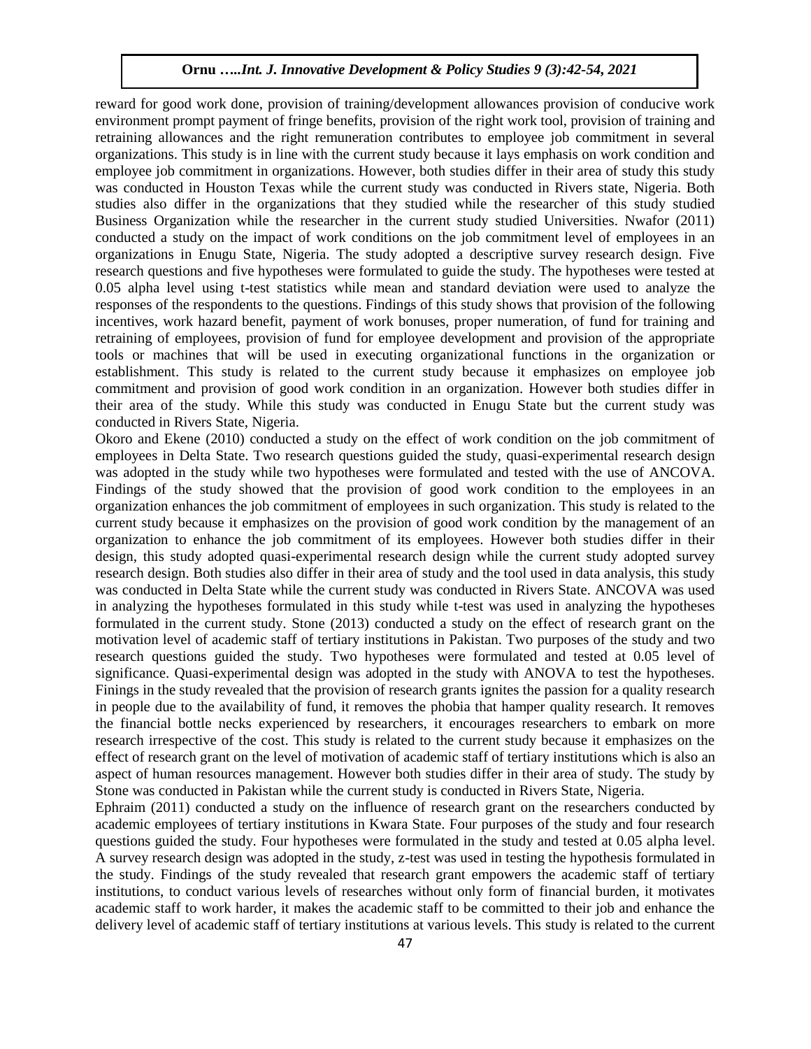reward for good work done, provision of training/development allowances provision of conducive work environment prompt payment of fringe benefits, provision of the right work tool, provision of training and retraining allowances and the right remuneration contributes to employee job commitment in several organizations. This study is in line with the current study because it lays emphasis on work condition and employee job commitment in organizations. However, both studies differ in their area of study this study was conducted in Houston Texas while the current study was conducted in Rivers state, Nigeria. Both studies also differ in the organizations that they studied while the researcher of this study studied Business Organization while the researcher in the current study studied Universities. Nwafor (2011) conducted a study on the impact of work conditions on the job commitment level of employees in an organizations in Enugu State, Nigeria. The study adopted a descriptive survey research design. Five research questions and five hypotheses were formulated to guide the study. The hypotheses were tested at 0.05 alpha level using t-test statistics while mean and standard deviation were used to analyze the responses of the respondents to the questions. Findings of this study shows that provision of the following incentives, work hazard benefit, payment of work bonuses, proper numeration, of fund for training and retraining of employees, provision of fund for employee development and provision of the appropriate tools or machines that will be used in executing organizational functions in the organization or establishment. This study is related to the current study because it emphasizes on employee job commitment and provision of good work condition in an organization. However both studies differ in their area of the study. While this study was conducted in Enugu State but the current study was conducted in Rivers State, Nigeria.

Okoro and Ekene (2010) conducted a study on the effect of work condition on the job commitment of employees in Delta State. Two research questions guided the study, quasi-experimental research design was adopted in the study while two hypotheses were formulated and tested with the use of ANCOVA. Findings of the study showed that the provision of good work condition to the employees in an organization enhances the job commitment of employees in such organization. This study is related to the current study because it emphasizes on the provision of good work condition by the management of an organization to enhance the job commitment of its employees. However both studies differ in their design, this study adopted quasi-experimental research design while the current study adopted survey research design. Both studies also differ in their area of study and the tool used in data analysis, this study was conducted in Delta State while the current study was conducted in Rivers State. ANCOVA was used in analyzing the hypotheses formulated in this study while t-test was used in analyzing the hypotheses formulated in the current study. Stone (2013) conducted a study on the effect of research grant on the motivation level of academic staff of tertiary institutions in Pakistan. Two purposes of the study and two research questions guided the study. Two hypotheses were formulated and tested at 0.05 level of significance. Quasi-experimental design was adopted in the study with ANOVA to test the hypotheses. Finings in the study revealed that the provision of research grants ignites the passion for a quality research in people due to the availability of fund, it removes the phobia that hamper quality research. It removes the financial bottle necks experienced by researchers, it encourages researchers to embark on more research irrespective of the cost. This study is related to the current study because it emphasizes on the effect of research grant on the level of motivation of academic staff of tertiary institutions which is also an aspect of human resources management. However both studies differ in their area of study. The study by Stone was conducted in Pakistan while the current study is conducted in Rivers State, Nigeria.

Ephraim (2011) conducted a study on the influence of research grant on the researchers conducted by academic employees of tertiary institutions in Kwara State. Four purposes of the study and four research questions guided the study. Four hypotheses were formulated in the study and tested at 0.05 alpha level. A survey research design was adopted in the study, z-test was used in testing the hypothesis formulated in the study. Findings of the study revealed that research grant empowers the academic staff of tertiary institutions, to conduct various levels of researches without only form of financial burden, it motivates academic staff to work harder, it makes the academic staff to be committed to their job and enhance the delivery level of academic staff of tertiary institutions at various levels. This study is related to the current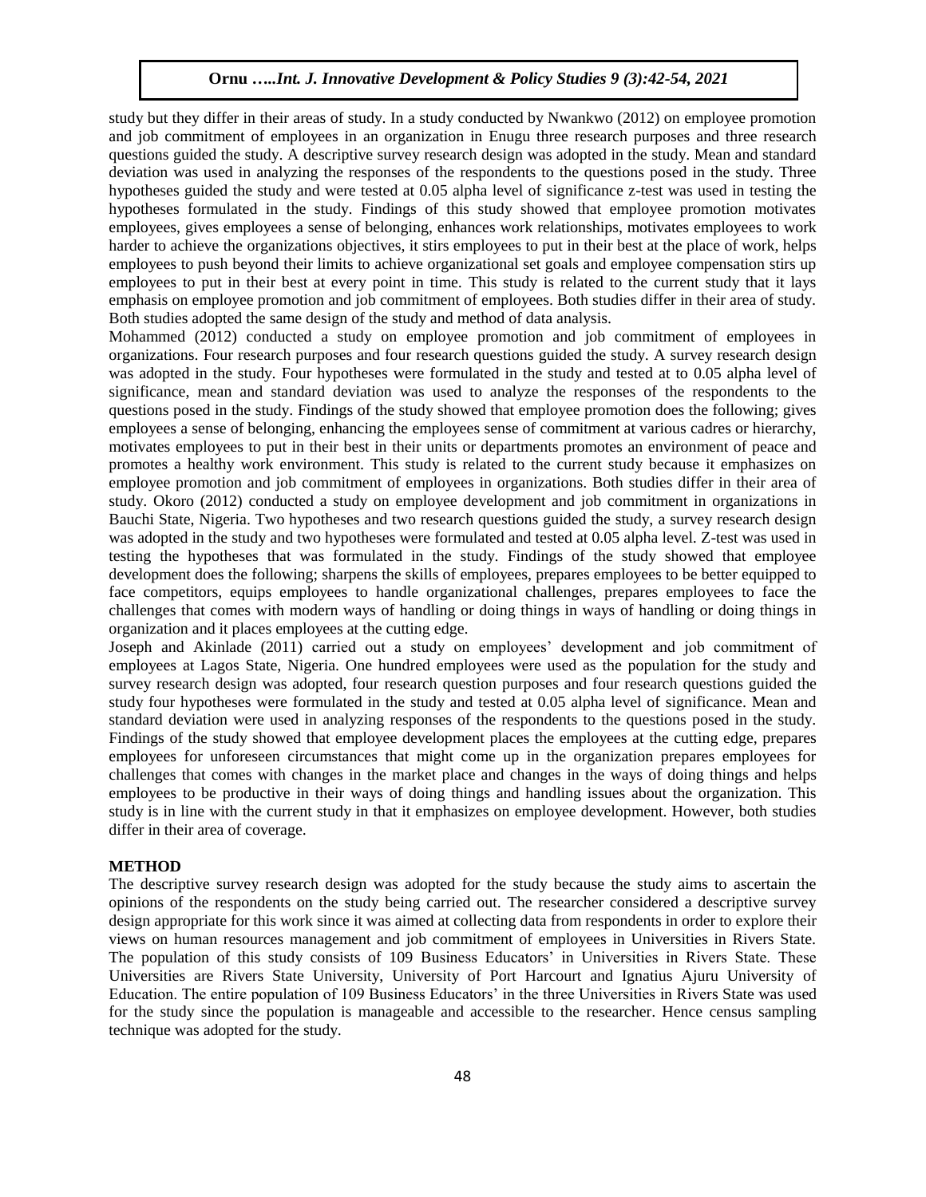study but they differ in their areas of study. In a study conducted by Nwankwo (2012) on employee promotion and job commitment of employees in an organization in Enugu three research purposes and three research questions guided the study. A descriptive survey research design was adopted in the study. Mean and standard deviation was used in analyzing the responses of the respondents to the questions posed in the study. Three hypotheses guided the study and were tested at 0.05 alpha level of significance z-test was used in testing the hypotheses formulated in the study. Findings of this study showed that employee promotion motivates employees, gives employees a sense of belonging, enhances work relationships, motivates employees to work harder to achieve the organizations objectives, it stirs employees to put in their best at the place of work, helps employees to push beyond their limits to achieve organizational set goals and employee compensation stirs up employees to put in their best at every point in time. This study is related to the current study that it lays emphasis on employee promotion and job commitment of employees. Both studies differ in their area of study. Both studies adopted the same design of the study and method of data analysis.

Mohammed (2012) conducted a study on employee promotion and job commitment of employees in organizations. Four research purposes and four research questions guided the study. A survey research design was adopted in the study. Four hypotheses were formulated in the study and tested at to 0.05 alpha level of significance, mean and standard deviation was used to analyze the responses of the respondents to the questions posed in the study. Findings of the study showed that employee promotion does the following; gives employees a sense of belonging, enhancing the employees sense of commitment at various cadres or hierarchy, motivates employees to put in their best in their units or departments promotes an environment of peace and promotes a healthy work environment. This study is related to the current study because it emphasizes on employee promotion and job commitment of employees in organizations. Both studies differ in their area of study. Okoro (2012) conducted a study on employee development and job commitment in organizations in Bauchi State, Nigeria. Two hypotheses and two research questions guided the study, a survey research design was adopted in the study and two hypotheses were formulated and tested at 0.05 alpha level. Z-test was used in testing the hypotheses that was formulated in the study. Findings of the study showed that employee development does the following; sharpens the skills of employees, prepares employees to be better equipped to face competitors, equips employees to handle organizational challenges, prepares employees to face the challenges that comes with modern ways of handling or doing things in ways of handling or doing things in organization and it places employees at the cutting edge.

Joseph and Akinlade (2011) carried out a study on employees' development and job commitment of employees at Lagos State, Nigeria. One hundred employees were used as the population for the study and survey research design was adopted, four research question purposes and four research questions guided the study four hypotheses were formulated in the study and tested at 0.05 alpha level of significance. Mean and standard deviation were used in analyzing responses of the respondents to the questions posed in the study. Findings of the study showed that employee development places the employees at the cutting edge, prepares employees for unforeseen circumstances that might come up in the organization prepares employees for challenges that comes with changes in the market place and changes in the ways of doing things and helps employees to be productive in their ways of doing things and handling issues about the organization. This study is in line with the current study in that it emphasizes on employee development. However, both studies differ in their area of coverage.

## METHOD

The descriptive survey research design was adopted for the study because the study aims to ascertain the opinions of the respondents on the study being carried out. The researcher considered a descriptive survey design appropriate for this work since it was aimed at collecting data from respondents in order to explore their views on human resources management and job commitment of employees in Universities in Rivers State. The population of this study consists of 109 Business Educators' in Universities in Rivers State. These Universities are Rivers State University, University of Port Harcourt and Ignatius Ajuru University of Education. The entire population of 109 Business Educators' in the three Universities in Rivers State was used for the study since the population is manageable and accessible to the researcher. Hence census sampling technique was adopted for the study.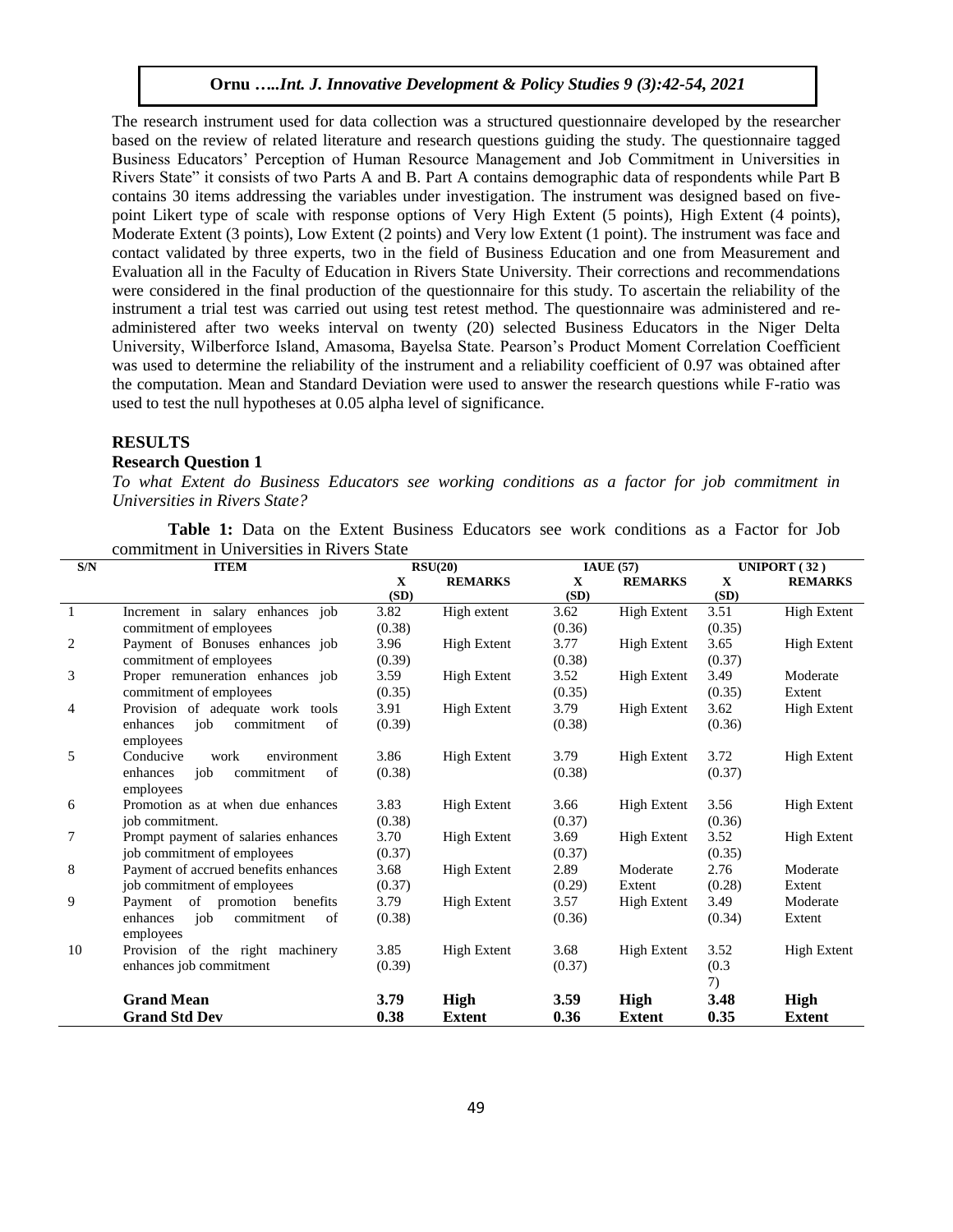The research instrument used for data collection was a structured questionnaire developed by the researcher based on the review of related literature and research questions guiding the study. The questionnaire tagged Business Educators' Perception of Human Resource Management and Job Commitment in Universities in Rivers State" it consists of two Parts A and B. Part A contains demographic data of respondents while Part B contains 30 items addressing the variables under investigation. The instrument was designed based on five-point Likert type of scale with response options of Very High Extent (5 points), High Extent (4 points), Moderate Extent (3 points), Low Extent (2 points) and Very low Extent (1 point). The instrument was face and contact validated by three experts, two in the field of Business Education and one from Measurement and Evaluation all in the Faculty of Education in Rivers State University. Their corrections and recommendations were considered in the final production of the questionnaire for this study. To ascertain the reliability of the instrument a trial test was carried out using test retest method. The questionnaire was administered and re-administered after two weeks interval on twenty (20) selected Business Educators in the Niger Delta University, Wilberforce Island, Amasoma, Bayelsa State. Pearson's Product Moment Correlation Coefficient was used to determine the reliability of the instrument and a reliability coefficient of 0.97 was obtained after the computation. Mean and Standard Deviation were used to answer the research questions while F-ratio was used to test the null hypotheses at 0.05 alpha level of significance.

## RESULTS

### Research Question 1

*To what Extent do Business Educators see working conditions as a factor for job commitment in Universities in Rivers State?*

**Table 1:** Data on the Extent Business Educators see work conditions as a Factor for Job commitment in Universities in Rivers State

| S/N | ITEM | RSU(20) | | IAUE (57) | | UNIPORT (32) | |
|---|---|---|---|---|---|---|---|
| | | X (SD) | REMARKS | X (SD) | REMARKS | X (SD) | REMARKS |
| 1 | Increment in salary enhances job commitment of employees | 3.82 (0.38) | High extent | 3.62 (0.36) | High Extent | 3.51 (0.35) | High Extent |
| 2 | Payment of Bonuses enhances job commitment of employees | 3.96 (0.39) | High Extent | 3.77 (0.38) | High Extent | 3.65 (0.37) | High Extent |
| 3 | Proper remuneration enhances job commitment of employees | 3.59 (0.35) | High Extent | 3.52 (0.35) | High Extent | 3.49 (0.35) | Moderate Extent |
| 4 | Provision of adequate work tools enhances job commitment of employees | 3.91 (0.39) | High Extent | 3.79 (0.38) | High Extent | 3.62 (0.36) | High Extent |
| 5 | Conducive work environment enhances job commitment of employees | 3.86 (0.38) | High Extent | 3.79 (0.38) | High Extent | 3.72 (0.37) | High Extent |
| 6 | Promotion as at when due enhances job commitment. | 3.83 (0.38) | High Extent | 3.66 (0.37) | High Extent | 3.56 (0.36) | High Extent |
| 7 | Prompt payment of salaries enhances job commitment of employees | 3.70 (0.37) | High Extent | 3.69 (0.37) | High Extent | 3.52 (0.35) | High Extent |
| 8 | Payment of accrued benefits enhances job commitment of employees | 3.68 (0.37) | High Extent | 2.89 (0.29) | Moderate Extent | 2.76 (0.28) | Moderate Extent |
| 9 | Payment of promotion benefits enhances job commitment of employees | 3.79 (0.38) | High Extent | 3.57 (0.36) | High Extent | 3.49 (0.34) | Moderate Extent |
| 10 | Provision of the right machinery enhances job commitment | 3.85 (0.39) | High Extent | 3.68 (0.37) | High Extent | 3.52 (0.37) | High Extent |
| | **Grand Mean** | **3.79** | **High** | **3.59** | **High** | **3.48** | **High** |
| | **Grand Std Dev** | **0.38** | **Extent** | **0.36** | **Extent** | **0.35** | **Extent** |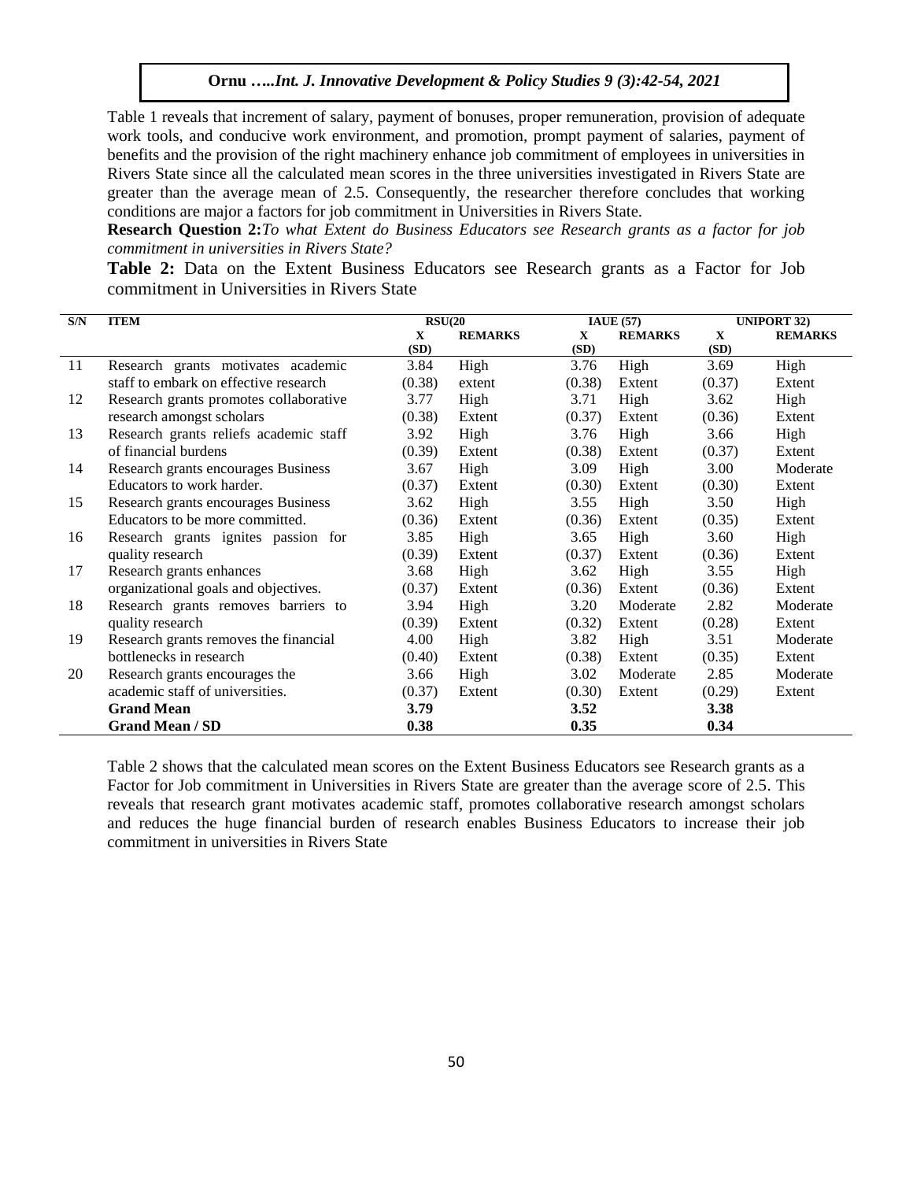Table 1 reveals that increment of salary, payment of bonuses, proper remuneration, provision of adequate work tools, and conducive work environment, and promotion, prompt payment of salaries, payment of benefits and the provision of the right machinery enhance job commitment of employees in universities in Rivers State since all the calculated mean scores in the three universities investigated in Rivers State are greater than the average mean of 2.5. Consequently, the researcher therefore concludes that working conditions are major a factors for job commitment in Universities in Rivers State.

**Research Question 2:** *To what Extent do Business Educators see Research grants as a factor for job commitment in universities in Rivers State?*

**Table 2:** Data on the Extent Business Educators see Research grants as a Factor for Job commitment in Universities in Rivers State

| S/N | ITEM | RSU(20 | | IAUE (57) | | UNIPORT 32) | |
|---|---|---|---|---|---|---|---|
| | | X (SD) | REMARKS | X (SD) | REMARKS | X (SD) | REMARKS |
| 11 | Research grants motivates academic staff to embark on effective research | 3.84 (0.38) | High extent | 3.76 (0.38) | High Extent | 3.69 (0.37) | High Extent |
| 12 | Research grants promotes collaborative research amongst scholars | 3.77 (0.38) | High Extent | 3.71 (0.37) | High Extent | 3.62 (0.36) | High Extent |
| 13 | Research grants reliefs academic staff of financial burdens | 3.92 (0.39) | High Extent | 3.76 (0.38) | High Extent | 3.66 (0.37) | High Extent |
| 14 | Research grants encourages Business Educators to work harder. | 3.67 (0.37) | High Extent | 3.09 (0.30) | High Extent | 3.00 (0.30) | Moderate Extent |
| 15 | Research grants encourages Business Educators to be more committed. | 3.62 (0.36) | High Extent | 3.55 (0.36) | High Extent | 3.50 (0.35) | High Extent |
| 16 | Research grants ignites passion for quality research | 3.85 (0.39) | High Extent | 3.65 (0.37) | High Extent | 3.60 (0.36) | High Extent |
| 17 | Research grants enhances organizational goals and objectives. | 3.68 (0.37) | High Extent | 3.62 (0.36) | High Extent | 3.55 (0.36) | High Extent |
| 18 | Research grants removes barriers to quality research | 3.94 (0.39) | High Extent | 3.20 (0.32) | Moderate Extent | 2.82 (0.28) | Moderate Extent |
| 19 | Research grants removes the financial bottlenecks in research | 4.00 (0.40) | High Extent | 3.82 (0.38) | High Extent | 3.51 (0.35) | Moderate Extent |
| 20 | Research grants encourages the academic staff of universities. | 3.66 (0.37) | High Extent | 3.02 (0.30) | Moderate Extent | 2.85 (0.29) | Moderate Extent |
| | **Grand Mean** | **3.79** | | **3.52** | | **3.38** | |
| | **Grand Mean / SD** | **0.38** | | **0.35** | | **0.34** | |

Table 2 shows that the calculated mean scores on the Extent Business Educators see Research grants as a Factor for Job commitment in Universities in Rivers State are greater than the average score of 2.5. This reveals that research grant motivates academic staff, promotes collaborative research amongst scholars and reduces the huge financial burden of research enables Business Educators to increase their job commitment in universities in Rivers State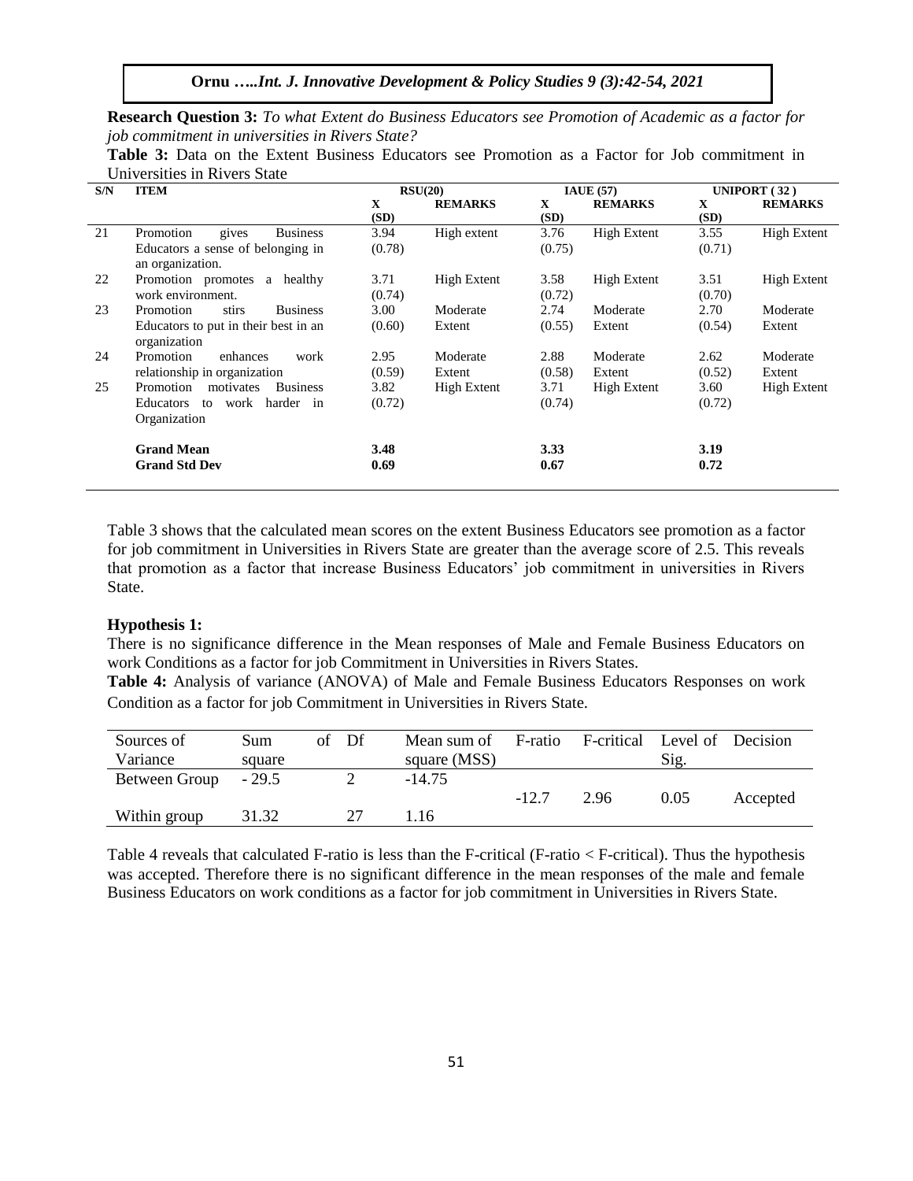**Research Question 3:** *To what Extent do Business Educators see Promotion of Academic as a factor for job commitment in universities in Rivers State?*

**Table 3:** Data on the Extent Business Educators see Promotion as a Factor for Job commitment in Universities in Rivers State

| S/N | ITEM | RSU(20) | | IAUE (57) | | UNIPORT ( 32 ) | |
|---|---|---|---|---|---|---|---|
| | | X (SD) | REMARKS | X (SD) | REMARKS | X (SD) | REMARKS |
| 21 | Promotion gives Business Educators a sense of belonging in an organization. | 3.94 (0.78) | High extent | 3.76 (0.75) | High Extent | 3.55 (0.71) | High Extent |
| 22 | Promotion promotes a healthy work environment. | 3.71 (0.74) | High Extent | 3.58 (0.72) | High Extent | 3.51 (0.70) | High Extent |
| 23 | Promotion stirs Business Educators to put in their best in an organization | 3.00 (0.60) | Moderate Extent | 2.74 (0.55) | Moderate Extent | 2.70 (0.54) | Moderate Extent |
| 24 | Promotion enhances work relationship in organization | 2.95 (0.59) | Moderate Extent | 2.88 (0.58) | Moderate Extent | 2.62 (0.52) | Moderate Extent |
| 25 | Promotion motivates Business Educators to work harder in Organization | 3.82 (0.72) | High Extent | 3.71 (0.74) | High Extent | 3.60 (0.72) | High Extent |
| | **Grand Mean** | **3.48** | | **3.33** | | **3.19** | |
| | **Grand Std Dev** | **0.69** | | **0.67** | | **0.72** | |

Table 3 shows that the calculated mean scores on the extent Business Educators see promotion as a factor for job commitment in Universities in Rivers State are greater than the average score of 2.5. This reveals that promotion as a factor that increase Business Educators' job commitment in universities in Rivers State.

**Hypothesis 1:**

There is no significance difference in the Mean responses of Male and Female Business Educators on work Conditions as a factor for job Commitment in Universities in Rivers States.

**Table 4:** Analysis of variance (ANOVA) of Male and Female Business Educators Responses on work Condition as a factor for job Commitment in Universities in Rivers State.

| Sources of Variance | Sum of square | Df | Mean sum of square (MSS) | F-ratio | F-critical | Level of Sig. | Decision |
|---|---|---|---|---|---|---|---|
| Between Group | - 29.5 | 2 | -14.75 | -12.7 | 2.96 | 0.05 | Accepted |
| Within group | 31.32 | 27 | 1.16 | | | | |

Table 4 reveals that calculated F-ratio is less than the F-critical (F-ratio < F-critical). Thus the hypothesis was accepted. Therefore there is no significant difference in the mean responses of the male and female Business Educators on work conditions as a factor for job commitment in Universities in Rivers State.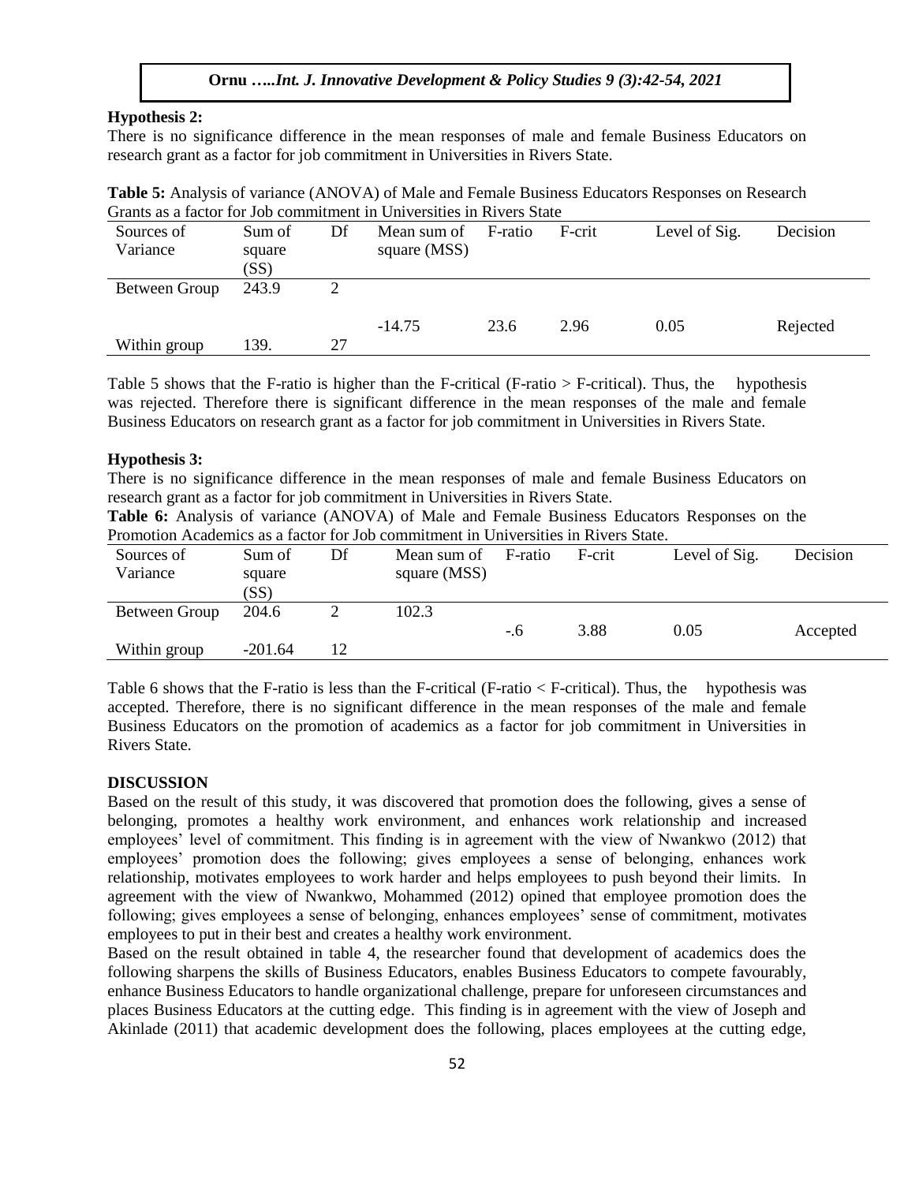**Hypothesis 2:**

There is no significance difference in the mean responses of male and female Business Educators on research grant as a factor for job commitment in Universities in Rivers State.

**Table 5:** Analysis of variance (ANOVA) of Male and Female Business Educators Responses on Research Grants as a factor for Job commitment in Universities in Rivers State

| Sources of Variance | Sum of square (SS) | Df | Mean sum of square (MSS) | F-ratio | F-crit | Level of Sig. | Decision |
|---|---|---|---|---|---|---|---|
| Between Group | 243.9 | 2 | | | | | |
| | | | -14.75 | 23.6 | 2.96 | 0.05 | Rejected |
| Within group | 139. | 27 | | | | | |

Table 5 shows that the F-ratio is higher than the F-critical (F-ratio > F-critical). Thus, the hypothesis was rejected. Therefore there is significant difference in the mean responses of the male and female Business Educators on research grant as a factor for job commitment in Universities in Rivers State.

**Hypothesis 3:**

There is no significance difference in the mean responses of male and female Business Educators on research grant as a factor for job commitment in Universities in Rivers State.

**Table 6:** Analysis of variance (ANOVA) of Male and Female Business Educators Responses on the Promotion Academics as a factor for Job commitment in Universities in Rivers State.

| Sources of Variance | Sum of square (SS) | Df | Mean sum of square (MSS) | F-ratio | F-crit | Level of Sig. | Decision |
|---|---|---|---|---|---|---|---|
| Between Group | 204.6 | 2 | 102.3 | | | | |
| | | | | -.6 | 3.88 | 0.05 | Accepted |
| Within group | -201.64 | 12 | | | | | |

Table 6 shows that the F-ratio is less than the F-critical (F-ratio < F-critical). Thus, the hypothesis was accepted. Therefore, there is no significant difference in the mean responses of the male and female Business Educators on the promotion of academics as a factor for job commitment in Universities in Rivers State.

**DISCUSSION**

Based on the result of this study, it was discovered that promotion does the following, gives a sense of belonging, promotes a healthy work environment, and enhances work relationship and increased employees' level of commitment. This finding is in agreement with the view of Nwankwo (2012) that employees' promotion does the following; gives employees a sense of belonging, enhances work relationship, motivates employees to work harder and helps employees to push beyond their limits. In agreement with the view of Nwankwo, Mohammed (2012) opined that employee promotion does the following; gives employees a sense of belonging, enhances employees' sense of commitment, motivates employees to put in their best and creates a healthy work environment.

Based on the result obtained in table 4, the researcher found that development of academics does the following sharpens the skills of Business Educators, enables Business Educators to compete favourably, enhance Business Educators to handle organizational challenge, prepare for unforeseen circumstances and places Business Educators at the cutting edge. This finding is in agreement with the view of Joseph and Akinlade (2011) that academic development does the following, places employees at the cutting edge,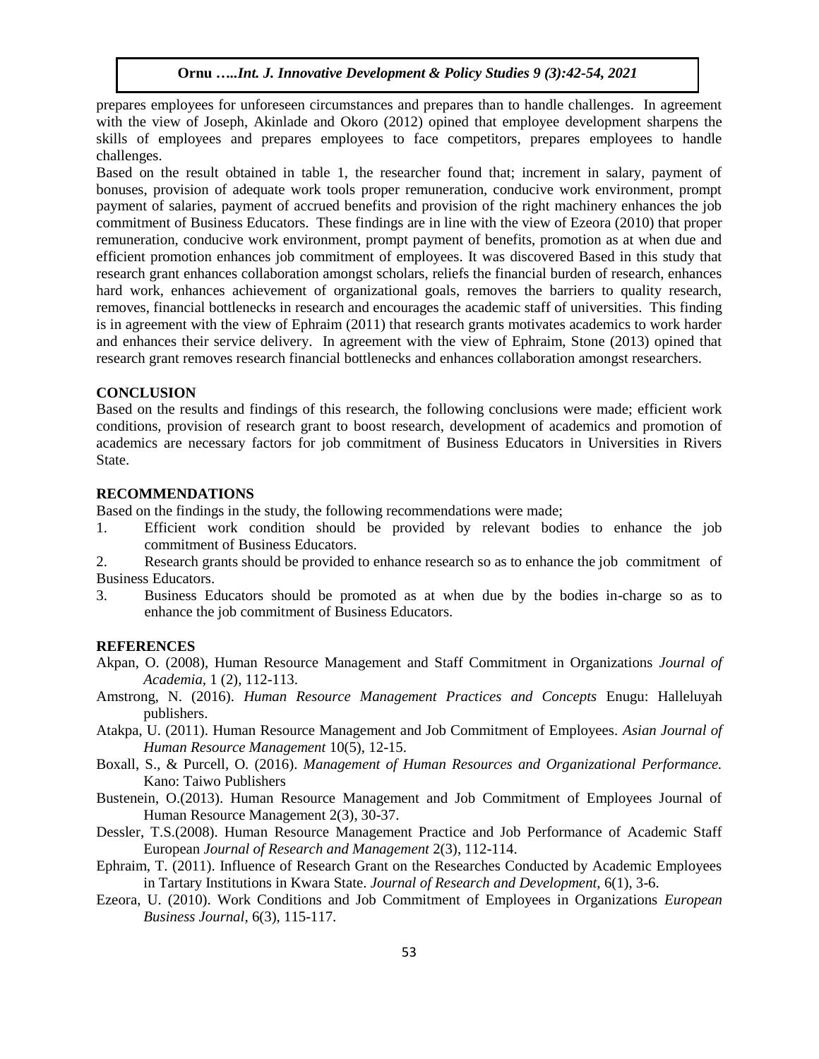prepares employees for unforeseen circumstances and prepares than to handle challenges. In agreement with the view of Joseph, Akinlade and Okoro (2012) opined that employee development sharpens the skills of employees and prepares employees to face competitors, prepares employees to handle challenges.

Based on the result obtained in table 1, the researcher found that; increment in salary, payment of bonuses, provision of adequate work tools proper remuneration, conducive work environment, prompt payment of salaries, payment of accrued benefits and provision of the right machinery enhances the job commitment of Business Educators. These findings are in line with the view of Ezeora (2010) that proper remuneration, conducive work environment, prompt payment of benefits, promotion as at when due and efficient promotion enhances job commitment of employees. It was discovered Based in this study that research grant enhances collaboration amongst scholars, reliefs the financial burden of research, enhances hard work, enhances achievement of organizational goals, removes the barriers to quality research, removes, financial bottlenecks in research and encourages the academic staff of universities. This finding is in agreement with the view of Ephraim (2011) that research grants motivates academics to work harder and enhances their service delivery. In agreement with the view of Ephraim, Stone (2013) opined that research grant removes research financial bottlenecks and enhances collaboration amongst researchers.

## CONCLUSION

Based on the results and findings of this research, the following conclusions were made; efficient work conditions, provision of research grant to boost research, development of academics and promotion of academics are necessary factors for job commitment of Business Educators in Universities in Rivers State.

## RECOMMENDATIONS

Based on the findings in the study, the following recommendations were made;

1. Efficient work condition should be provided by relevant bodies to enhance the job commitment of Business Educators.
2. Research grants should be provided to enhance research so as to enhance the job commitment of Business Educators.
3. Business Educators should be promoted as at when due by the bodies in-charge so as to enhance the job commitment of Business Educators.

## REFERENCES

Akpan, O. (2008), Human Resource Management and Staff Commitment in Organizations *Journal of Academia,* 1 (2), 112-113.

Amstrong, N. (2016). *Human Resource Management Practices and Concepts* Enugu: Halleluyah publishers.

Atakpa, U. (2011). Human Resource Management and Job Commitment of Employees. *Asian Journal of Human Resource Management* 10(5), 12-15.

Boxall, S., & Purcell, O. (2016). *Management of Human Resources and Organizational Performance.* Kano: Taiwo Publishers

Bustenein, O.(2013). Human Resource Management and Job Commitment of Employees Journal of Human Resource Management 2(3), 30-37.

Dessler, T.S.(2008). Human Resource Management Practice and Job Performance of Academic Staff European *Journal of Research and Management* 2(3), 112-114.

Ephraim, T. (2011). Influence of Research Grant on the Researches Conducted by Academic Employees in Tartary Institutions in Kwara State. *Journal of Research and Development,* 6(1), 3-6.

Ezeora, U. (2010). Work Conditions and Job Commitment of Employees in Organizations *European Business Journal*, 6(3), 115-117.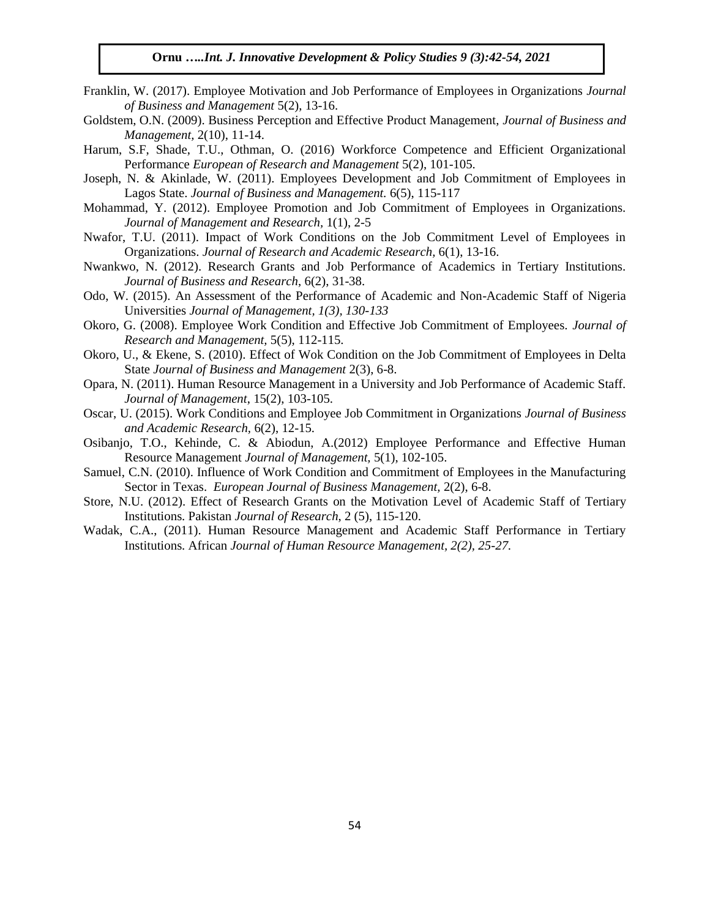Franklin, W. (2017). Employee Motivation and Job Performance of Employees in Organizations *Journal of Business and Management* 5(2), 13-16.

Goldstem, O.N. (2009). Business Perception and Effective Product Management, *Journal of Business and Management,* 2(10), 11-14.

Harum, S.F, Shade, T.U., Othman, O. (2016) Workforce Competence and Efficient Organizational Performance *European of Research and Management* 5(2), 101-105.

Joseph, N. & Akinlade, W. (2011). Employees Development and Job Commitment of Employees in Lagos State. *Journal of Business and Management.* 6(5), 115-117

Mohammad, Y. (2012). Employee Promotion and Job Commitment of Employees in Organizations. *Journal of Management and Research,* 1(1), 2-5

Nwafor, T.U. (2011). Impact of Work Conditions on the Job Commitment Level of Employees in Organizations. *Journal of Research and Academic Research,* 6(1), 13-16.

Nwankwo, N. (2012). Research Grants and Job Performance of Academics in Tertiary Institutions. *Journal of Business and Research*, 6(2), 31-38.

Odo, W. (2015). An Assessment of the Performance of Academic and Non-Academic Staff of Nigeria Universities *Journal of Management, 1(3), 130-133*

Okoro, G. (2008). Employee Work Condition and Effective Job Commitment of Employees. *Journal of Research and Management,* 5(5), 112-115.

Okoro, U., & Ekene, S. (2010). Effect of Wok Condition on the Job Commitment of Employees in Delta State *Journal of Business and Management* 2(3), 6-8.

Opara, N. (2011). Human Resource Management in a University and Job Performance of Academic Staff. *Journal of Management,* 15(2), 103-105.

Oscar, U. (2015). Work Conditions and Employee Job Commitment in Organizations *Journal of Business and Academic Research,* 6(2), 12-15.

Osibanjo, T.O., Kehinde, C. & Abiodun, A.(2012) Employee Performance and Effective Human Resource Management *Journal of Management,* 5(1), 102-105.

Samuel, C.N. (2010). Influence of Work Condition and Commitment of Employees in the Manufacturing Sector in Texas. *European Journal of Business Management,* 2(2), 6-8.

Store, N.U. (2012). Effect of Research Grants on the Motivation Level of Academic Staff of Tertiary Institutions. Pakistan *Journal of Research*, 2 (5), 115-120.

Wadak, C.A., (2011). Human Resource Management and Academic Staff Performance in Tertiary Institutions. African *Journal of Human Resource Management, 2(2), 25-27.*